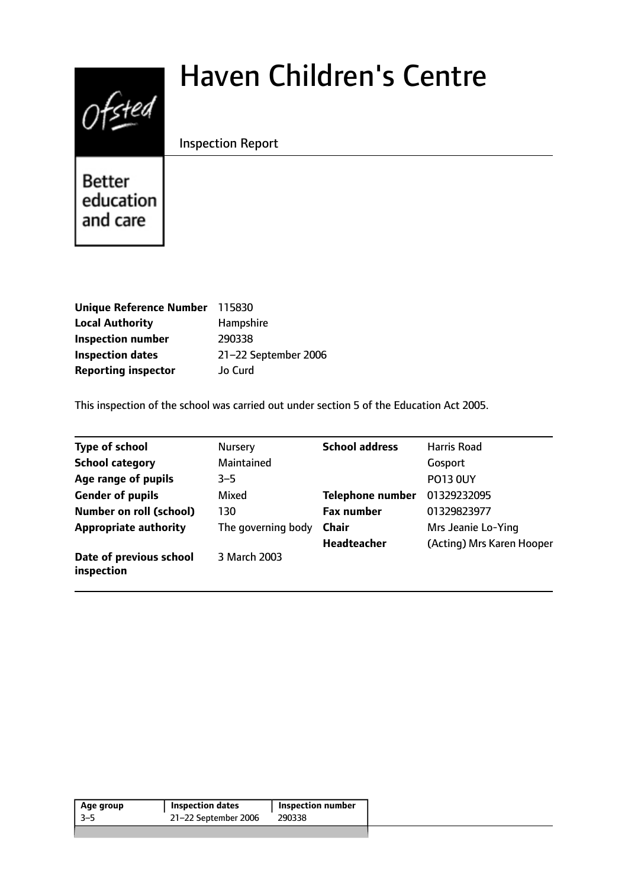# Haven Children's Centre

Inspection Report

Better education and care

| | |
|---|---|
| **Unique Reference Number** | 115830 |
| **Local Authority** | Hampshire |
| **Inspection number** | 290338 |
| **Inspection dates** | 21–22 September 2006 |
| **Reporting inspector** | Jo Curd |

This inspection of the school was carried out under section 5 of the Education Act 2005.

| | | | |
|---|---|---|---|
| **Type of school** | Nursery | **School address** | Harris Road |
| **School category** | Maintained | | Gosport |
| **Age range of pupils** | 3–5 | | PO13 0UY |
| **Gender of pupils** | Mixed | **Telephone number** | 01329232095 |
| **Number on roll (school)** | 130 | **Fax number** | 01329823977 |
| **Appropriate authority** | The governing body | **Chair** | Mrs Jeanie Lo-Ying |
| | | **Headteacher** | (Acting) Mrs Karen Hooper |
| **Date of previous school inspection** | 3 March 2003 | | |

| Age group | Inspection dates | Inspection number |
|---|---|---|
| 3–5 | 21–22 September 2006 | 290338 |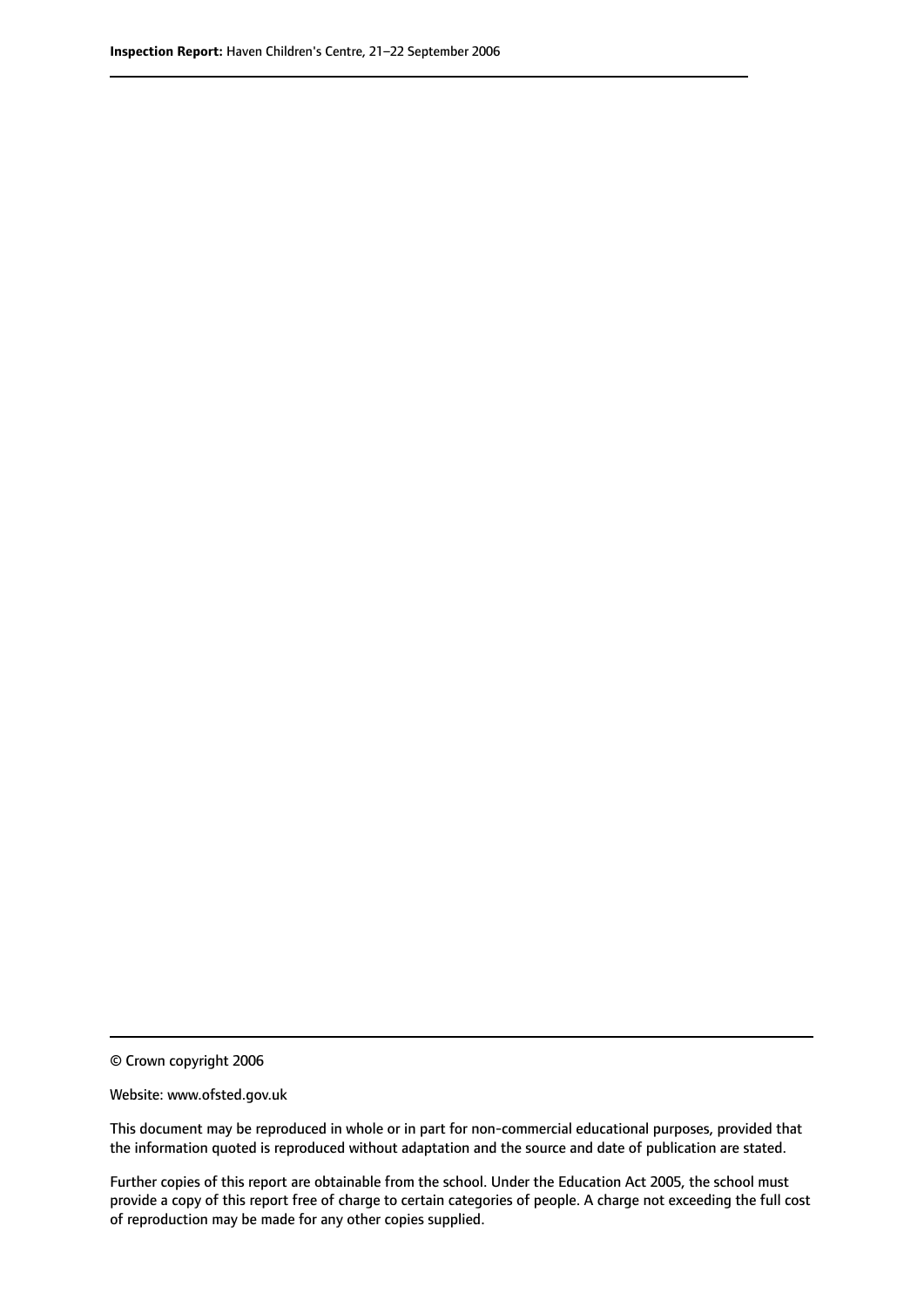© Crown copyright 2006

Website: www.ofsted.gov.uk

This document may be reproduced in whole or in part for non-commercial educational purposes, provided that the information quoted is reproduced without adaptation and the source and date of publication are stated.

Further copies of this report are obtainable from the school. Under the Education Act 2005, the school must provide a copy of this report free of charge to certain categories of people. A charge not exceeding the full cost of reproduction may be made for any other copies supplied.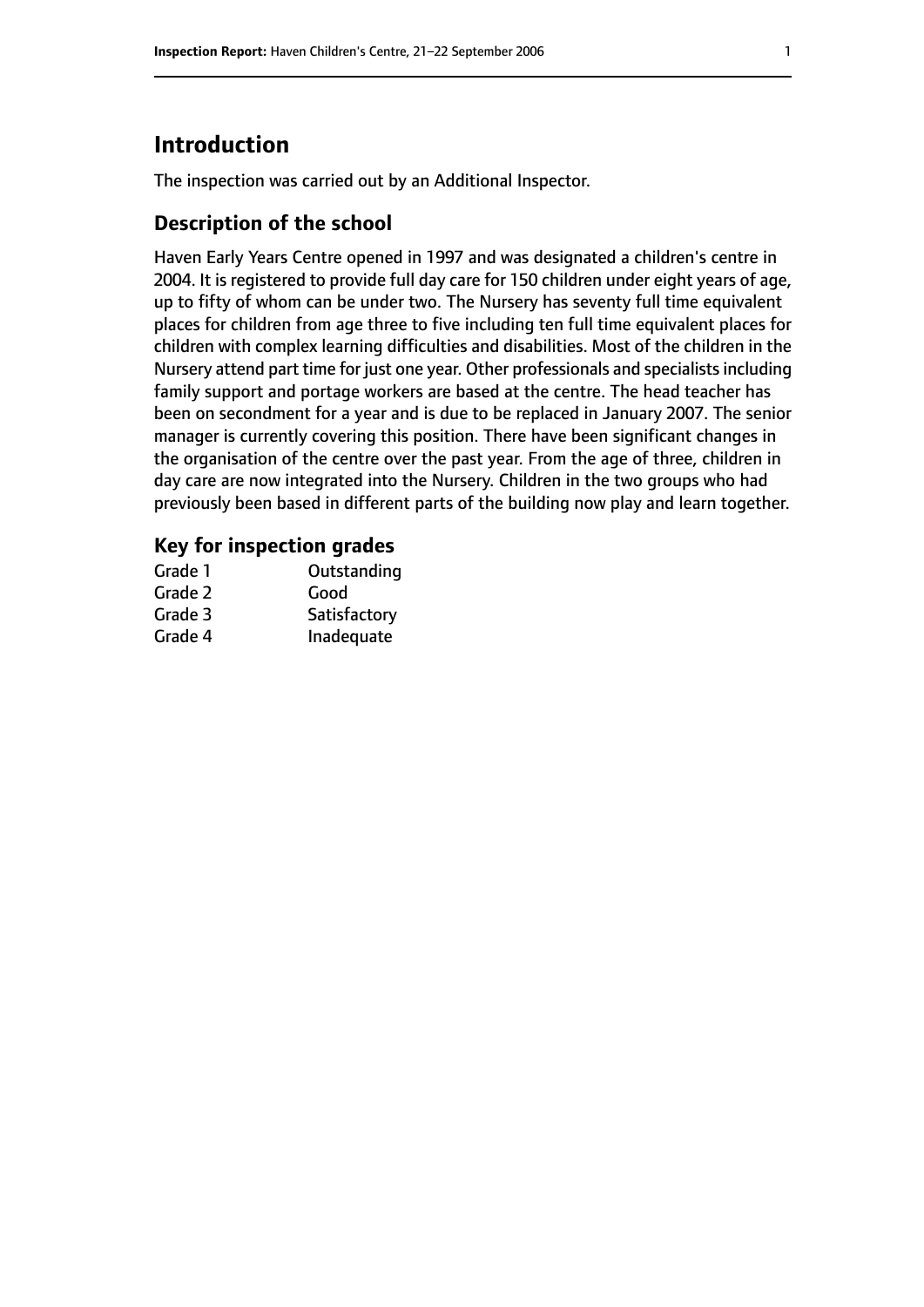# Introduction

The inspection was carried out by an Additional Inspector.

## Description of the school

Haven Early Years Centre opened in 1997 and was designated a children's centre in 2004. It is registered to provide full day care for 150 children under eight years of age, up to fifty of whom can be under two. The Nursery has seventy full time equivalent places for children from age three to five including ten full time equivalent places for children with complex learning difficulties and disabilities. Most of the children in the Nursery attend part time for just one year. Other professionals and specialists including family support and portage workers are based at the centre. The head teacher has been on secondment for a year and is due to be replaced in January 2007. The senior manager is currently covering this position. There have been significant changes in the organisation of the centre over the past year. From the age of three, children in day care are now integrated into the Nursery. Children in the two groups who had previously been based in different parts of the building now play and learn together.

## Key for inspection grades

| | |
|---|---|
| Grade 1 | Outstanding |
| Grade 2 | Good |
| Grade 3 | Satisfactory |
| Grade 4 | Inadequate |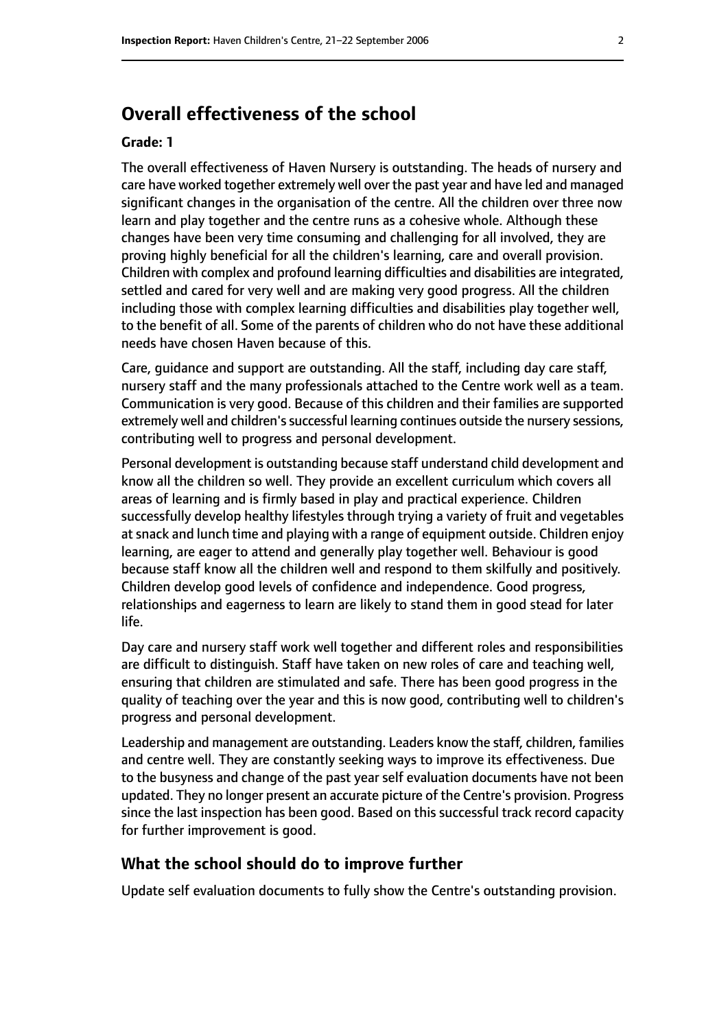## Overall effectiveness of the school

**Grade: 1**

The overall effectiveness of Haven Nursery is outstanding. The heads of nursery and care have worked together extremely well over the past year and have led and managed significant changes in the organisation of the centre. All the children over three now learn and play together and the centre runs as a cohesive whole. Although these changes have been very time consuming and challenging for all involved, they are proving highly beneficial for all the children's learning, care and overall provision. Children with complex and profound learning difficulties and disabilities are integrated, settled and cared for very well and are making very good progress. All the children including those with complex learning difficulties and disabilities play together well, to the benefit of all. Some of the parents of children who do not have these additional needs have chosen Haven because of this.

Care, guidance and support are outstanding. All the staff, including day care staff, nursery staff and the many professionals attached to the Centre work well as a team. Communication is very good. Because of this children and their families are supported extremely well and children's successful learning continues outside the nursery sessions, contributing well to progress and personal development.

Personal development is outstanding because staff understand child development and know all the children so well. They provide an excellent curriculum which covers all areas of learning and is firmly based in play and practical experience. Children successfully develop healthy lifestyles through trying a variety of fruit and vegetables at snack and lunch time and playing with a range of equipment outside. Children enjoy learning, are eager to attend and generally play together well. Behaviour is good because staff know all the children well and respond to them skilfully and positively. Children develop good levels of confidence and independence. Good progress, relationships and eagerness to learn are likely to stand them in good stead for later life.

Day care and nursery staff work well together and different roles and responsibilities are difficult to distinguish. Staff have taken on new roles of care and teaching well, ensuring that children are stimulated and safe. There has been good progress in the quality of teaching over the year and this is now good, contributing well to children's progress and personal development.

Leadership and management are outstanding. Leaders know the staff, children, families and centre well. They are constantly seeking ways to improve its effectiveness. Due to the busyness and change of the past year self evaluation documents have not been updated. They no longer present an accurate picture of the Centre's provision. Progress since the last inspection has been good. Based on this successful track record capacity for further improvement is good.

### What the school should do to improve further

Update self evaluation documents to fully show the Centre's outstanding provision.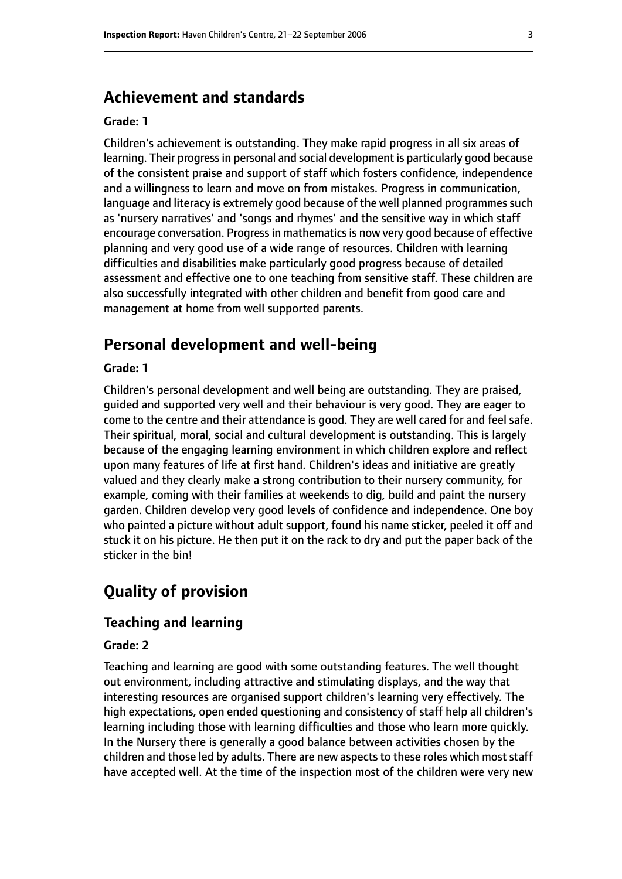## Achievement and standards

### Grade: 1

Children's achievement is outstanding. They make rapid progress in all six areas of learning. Their progress in personal and social development is particularly good because of the consistent praise and support of staff which fosters confidence, independence and a willingness to learn and move on from mistakes. Progress in communication, language and literacy is extremely good because of the well planned programmes such as 'nursery narratives' and 'songs and rhymes' and the sensitive way in which staff encourage conversation. Progress in mathematics is now very good because of effective planning and very good use of a wide range of resources. Children with learning difficulties and disabilities make particularly good progress because of detailed assessment and effective one to one teaching from sensitive staff. These children are also successfully integrated with other children and benefit from good care and management at home from well supported parents.

## Personal development and well-being

### Grade: 1

Children's personal development and well being are outstanding. They are praised, guided and supported very well and their behaviour is very good. They are eager to come to the centre and their attendance is good. They are well cared for and feel safe. Their spiritual, moral, social and cultural development is outstanding. This is largely because of the engaging learning environment in which children explore and reflect upon many features of life at first hand. Children's ideas and initiative are greatly valued and they clearly make a strong contribution to their nursery community, for example, coming with their families at weekends to dig, build and paint the nursery garden. Children develop very good levels of confidence and independence. One boy who painted a picture without adult support, found his name sticker, peeled it off and stuck it on his picture. He then put it on the rack to dry and put the paper back of the sticker in the bin!

## Quality of provision

### Teaching and learning

### Grade: 2

Teaching and learning are good with some outstanding features. The well thought out environment, including attractive and stimulating displays, and the way that interesting resources are organised support children's learning very effectively. The high expectations, open ended questioning and consistency of staff help all children's learning including those with learning difficulties and those who learn more quickly. In the Nursery there is generally a good balance between activities chosen by the children and those led by adults. There are new aspects to these roles which most staff have accepted well. At the time of the inspection most of the children were very new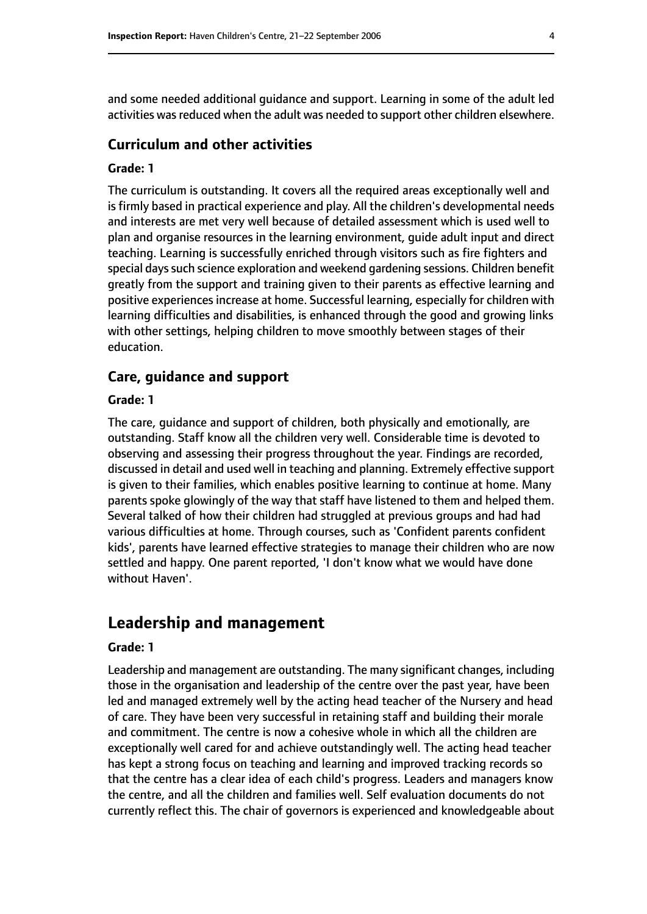and some needed additional guidance and support. Learning in some of the adult led activities was reduced when the adult was needed to support other children elsewhere.

### Curriculum and other activities

#### Grade: 1

The curriculum is outstanding. It covers all the required areas exceptionally well and is firmly based in practical experience and play. All the children's developmental needs and interests are met very well because of detailed assessment which is used well to plan and organise resources in the learning environment, guide adult input and direct teaching. Learning is successfully enriched through visitors such as fire fighters and special days such science exploration and weekend gardening sessions. Children benefit greatly from the support and training given to their parents as effective learning and positive experiences increase at home. Successful learning, especially for children with learning difficulties and disabilities, is enhanced through the good and growing links with other settings, helping children to move smoothly between stages of their education.

### Care, guidance and support

#### Grade: 1

The care, guidance and support of children, both physically and emotionally, are outstanding. Staff know all the children very well. Considerable time is devoted to observing and assessing their progress throughout the year. Findings are recorded, discussed in detail and used well in teaching and planning. Extremely effective support is given to their families, which enables positive learning to continue at home. Many parents spoke glowingly of the way that staff have listened to them and helped them. Several talked of how their children had struggled at previous groups and had had various difficulties at home. Through courses, such as 'Confident parents confident kids', parents have learned effective strategies to manage their children who are now settled and happy. One parent reported, 'I don't know what we would have done without Haven'.

## Leadership and management

#### Grade: 1

Leadership and management are outstanding. The many significant changes, including those in the organisation and leadership of the centre over the past year, have been led and managed extremely well by the acting head teacher of the Nursery and head of care. They have been very successful in retaining staff and building their morale and commitment. The centre is now a cohesive whole in which all the children are exceptionally well cared for and achieve outstandingly well. The acting head teacher has kept a strong focus on teaching and learning and improved tracking records so that the centre has a clear idea of each child's progress. Leaders and managers know the centre, and all the children and families well. Self evaluation documents do not currently reflect this. The chair of governors is experienced and knowledgeable about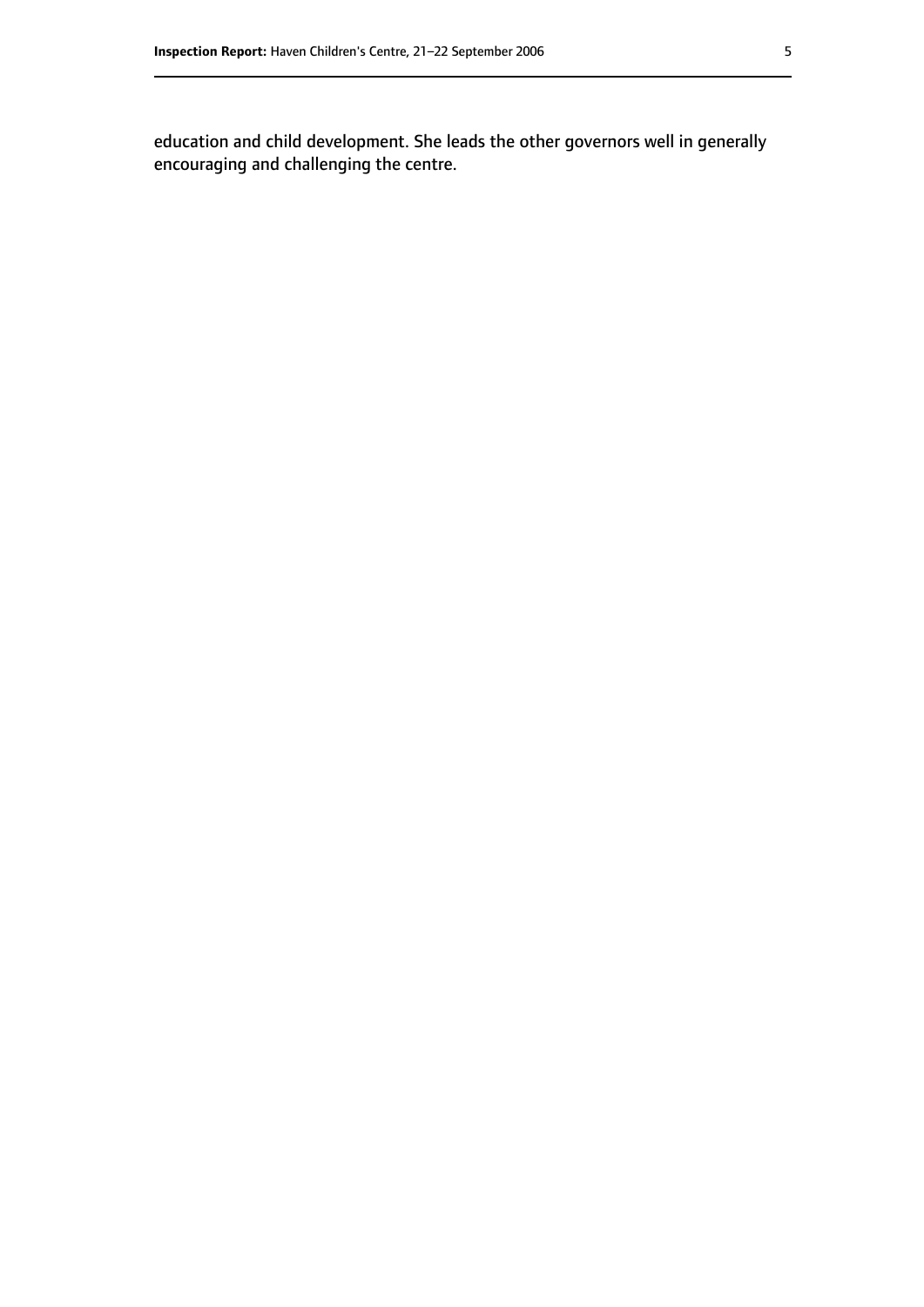education and child development. She leads the other governors well in generally encouraging and challenging the centre.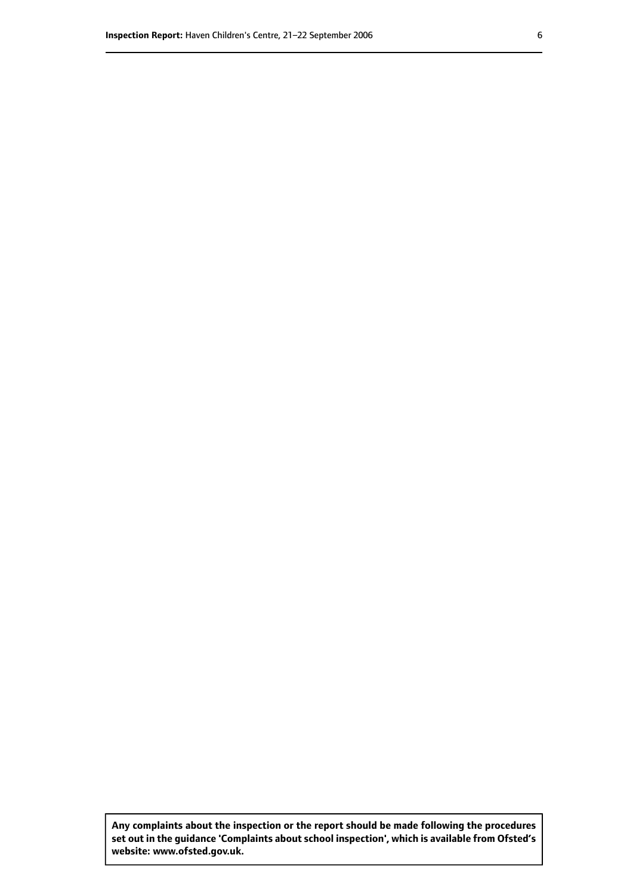**Any complaints about the inspection or the report should be made following the procedures set out in the guidance 'Complaints about school inspection', which is available from Ofsted's website: www.ofsted.gov.uk.**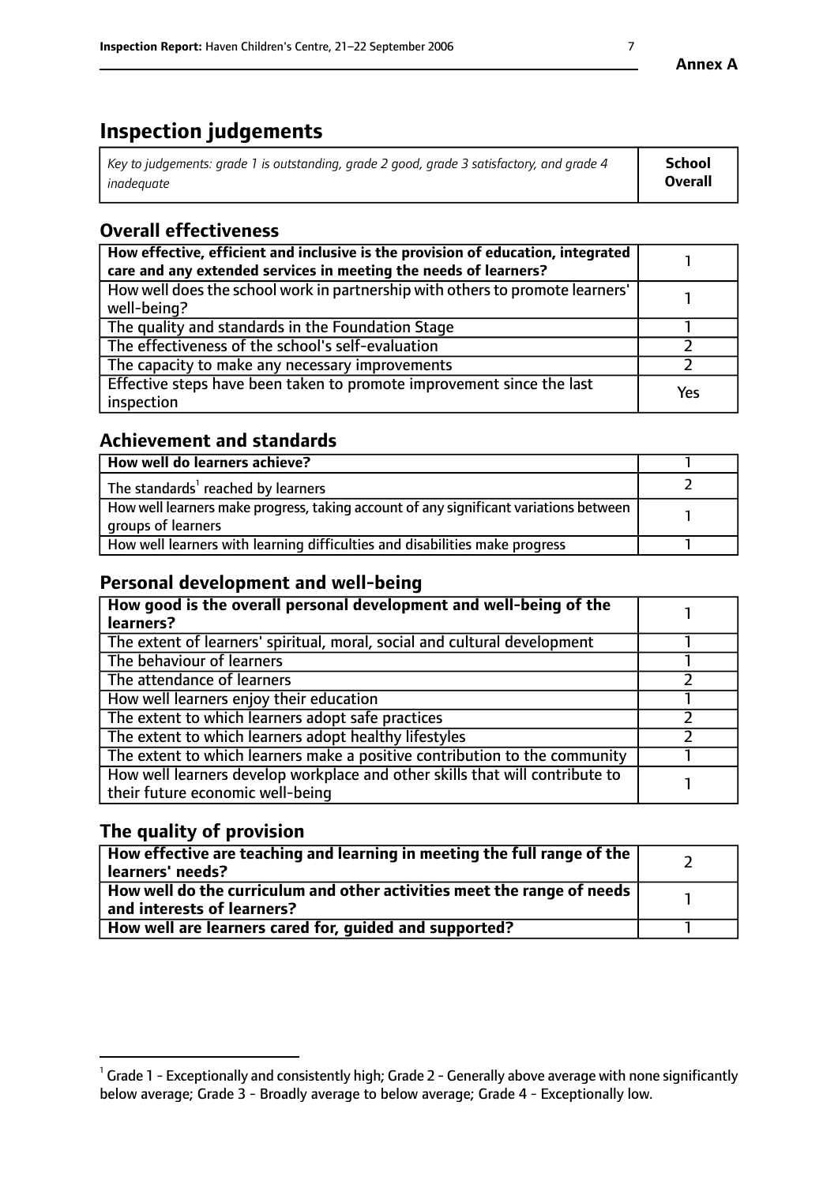# Inspection judgements

| *Key to judgements: grade 1 is outstanding, grade 2 good, grade 3 satisfactory, and grade 4 inadequate* | **School Overall** |
|---|---|

## Overall effectiveness

| | |
|---|---|
| **How effective, efficient and inclusive is the provision of education, integrated care and any extended services in meeting the needs of learners?** | 1 |
| How well does the school work in partnership with others to promote learners' well-being? | 1 |
| The quality and standards in the Foundation Stage | 1 |
| The effectiveness of the school's self-evaluation | 2 |
| The capacity to make any necessary improvements | 2 |
| Effective steps have been taken to promote improvement since the last inspection | Yes |

## Achievement and standards

| | |
|---|---|
| **How well do learners achieve?** | 1 |
| The standards[1] reached by learners | 2 |
| How well learners make progress, taking account of any significant variations between groups of learners | 1 |
| How well learners with learning difficulties and disabilities make progress | 1 |

## Personal development and well-being

| | |
|---|---|
| **How good is the overall personal development and well-being of the learners?** | 1 |
| The extent of learners' spiritual, moral, social and cultural development | 1 |
| The behaviour of learners | 1 |
| The attendance of learners | 2 |
| How well learners enjoy their education | 1 |
| The extent to which learners adopt safe practices | 2 |
| The extent to which learners adopt healthy lifestyles | 2 |
| The extent to which learners make a positive contribution to the community | 1 |
| How well learners develop workplace and other skills that will contribute to their future economic well-being | 1 |

## The quality of provision

| | |
|---|---|
| **How effective are teaching and learning in meeting the full range of the learners' needs?** | 2 |
| **How well do the curriculum and other activities meet the range of needs and interests of learners?** | 1 |
| **How well are learners cared for, guided and supported?** | 1 |

[1] Grade 1 - Exceptionally and consistently high; Grade 2 - Generally above average with none significantly below average; Grade 3 - Broadly average to below average; Grade 4 - Exceptionally low.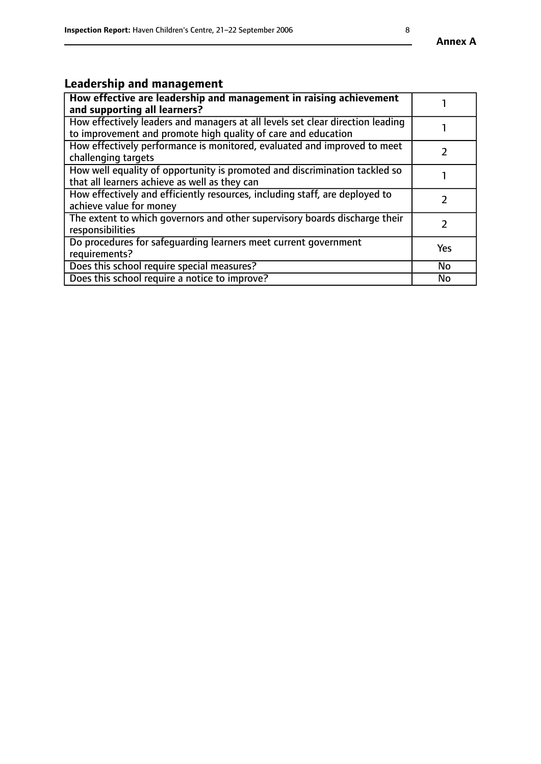## Leadership and management

| How effective are leadership and management in raising achievement and supporting all learners? | 1 |
|---|---|
| How effectively leaders and managers at all levels set clear direction leading to improvement and promote high quality of care and education | 1 |
| How effectively performance is monitored, evaluated and improved to meet challenging targets | 2 |
| How well equality of opportunity is promoted and discrimination tackled so that all learners achieve as well as they can | 1 |
| How effectively and efficiently resources, including staff, are deployed to achieve value for money | 2 |
| The extent to which governors and other supervisory boards discharge their responsibilities | 2 |
| Do procedures for safeguarding learners meet current government requirements? | Yes |
| Does this school require special measures? | No |
| Does this school require a notice to improve? | No |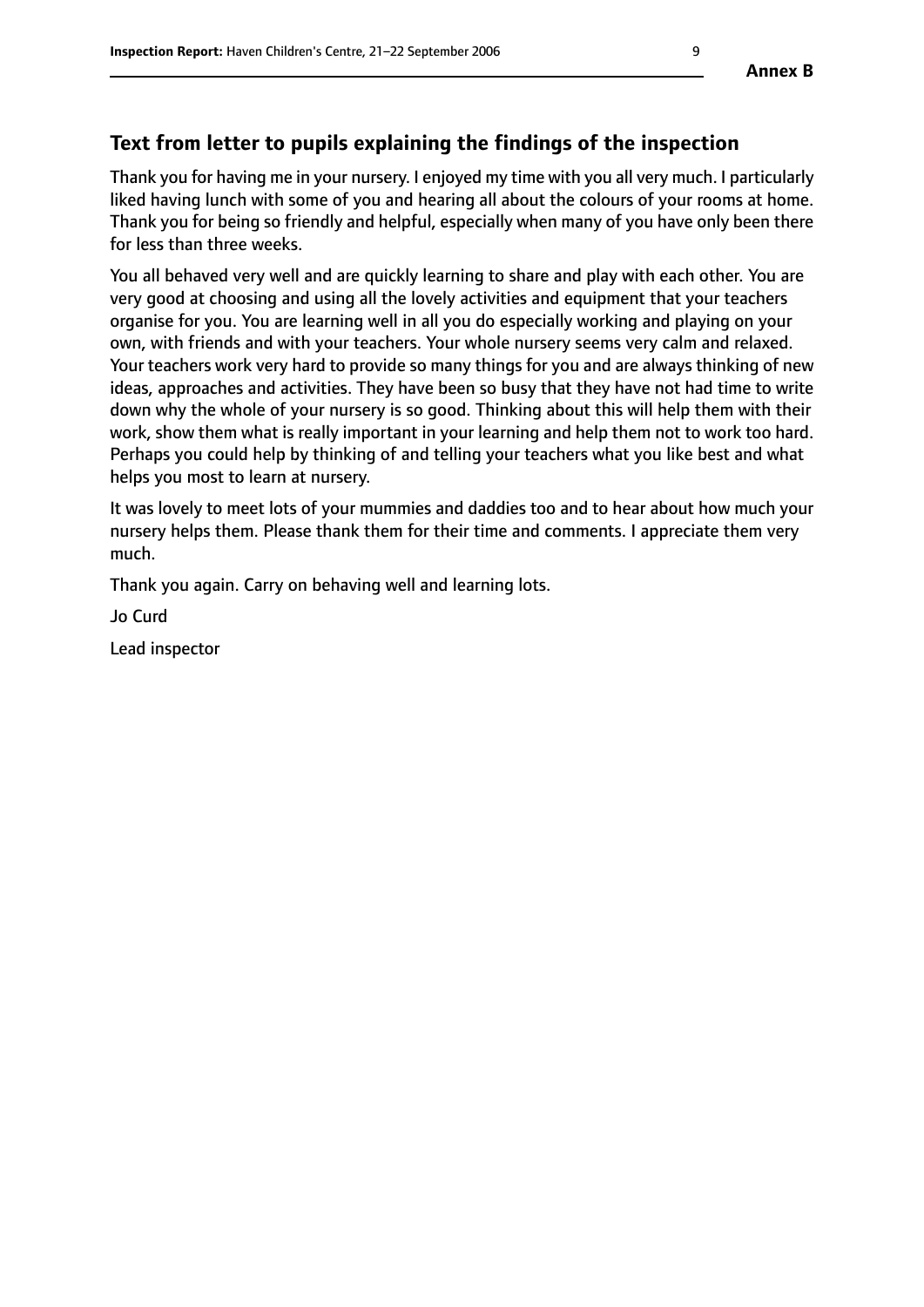## Text from letter to pupils explaining the findings of the inspection

Thank you for having me in your nursery. I enjoyed my time with you all very much. I particularly liked having lunch with some of you and hearing all about the colours of your rooms at home. Thank you for being so friendly and helpful, especially when many of you have only been there for less than three weeks.

You all behaved very well and are quickly learning to share and play with each other. You are very good at choosing and using all the lovely activities and equipment that your teachers organise for you. You are learning well in all you do especially working and playing on your own, with friends and with your teachers. Your whole nursery seems very calm and relaxed. Your teachers work very hard to provide so many things for you and are always thinking of new ideas, approaches and activities. They have been so busy that they have not had time to write down why the whole of your nursery is so good. Thinking about this will help them with their work, show them what is really important in your learning and help them not to work too hard. Perhaps you could help by thinking of and telling your teachers what you like best and what helps you most to learn at nursery.

It was lovely to meet lots of your mummies and daddies too and to hear about how much your nursery helps them. Please thank them for their time and comments. I appreciate them very much.

Thank you again. Carry on behaving well and learning lots.

Jo Curd

Lead inspector